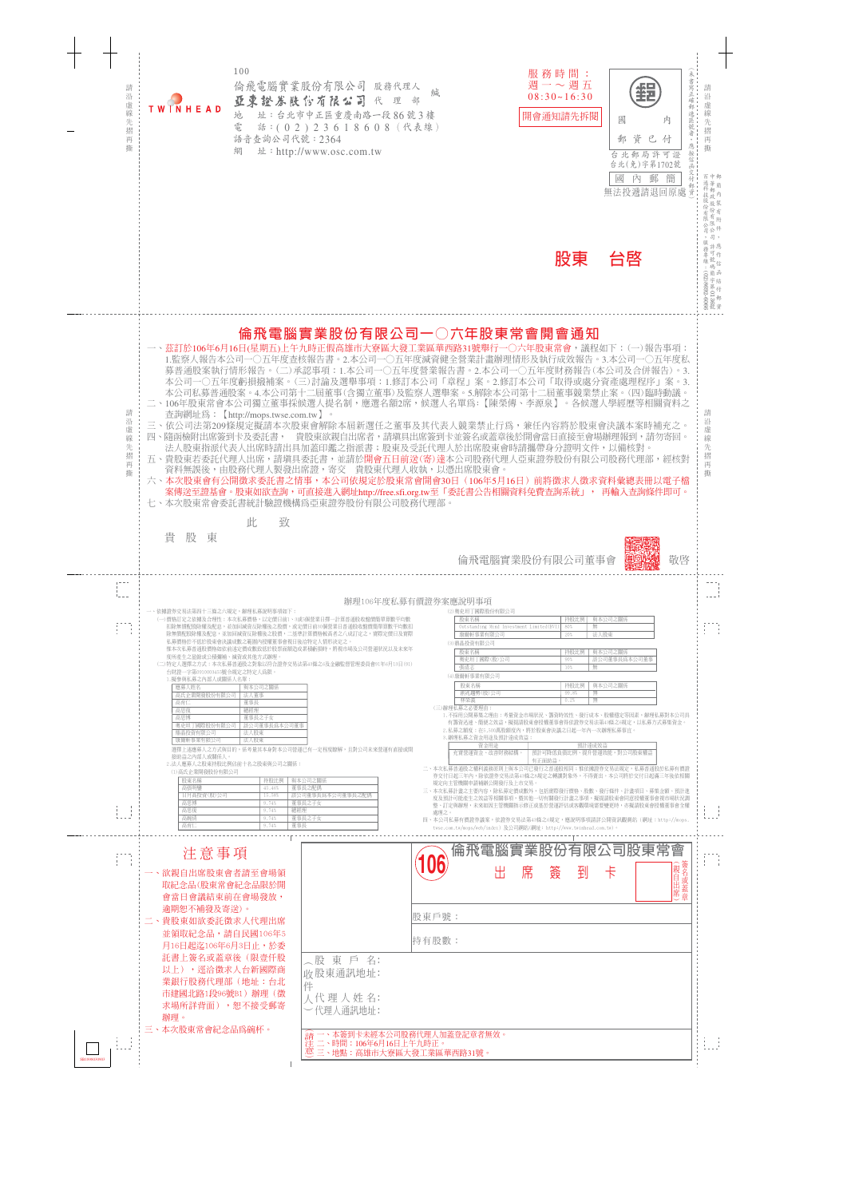100

倫飛電腦實業股份有限公司 股務代理人

亞東證券股份有限公司 代理部 緘

TWINHEAD

地 址：台北市中正區重慶南路一段86號3樓

電 話：(02)23618608(代表線)

語音查詢公司代號：2364

網 址：http://www.osc.com.tw

服務時間：週一～週五 08:30~16:30

開會通知請先拆閱

國內郵資已付

台北郵局許可證 台北(无)字第1702號

國內郵簡

無法投遞請退回原處

股東 台啟

# 倫飛電腦實業股份有限公司一〇六年股東常會開會通知

一、茲訂於106年6月16日(星期五)上午九時正假高雄市大寮區大發工業區華西路31號舉行一〇六年股東常會，議程如下：(一)報告事項：1.監察人報告本公司一〇五年度查核報告書。2.本公司一〇五年度誠實健全營業計畫辦理情形及執行成效報告。3.本公司一〇五年度私募普通股案執行情形報告。(二)承認事項：1.本公司一〇五年度營業報告書。2.本公司一〇五年度財務報告(本公司及合併報告)。3.本公司一〇五年度虧損撥補案。(三)討論及選舉事項：1.修訂本公司「章程」案。2.修訂本公司「取得或處分資產處理程序」案。3.本公司私募普通股案。4.本公司第十二屆董事(含獨立董事)及監察人選舉案。5.解除本公司第十二屆董事競業禁止案。(四)臨時動議。

二、106年股東常會本公司獨立董事採候選人提名制，應選名額2席，候選人名單為：【陳榮博、李原泉】。各候選人學經歷等相關資料之查詢網址為：【http://mops.twse.com.tw】。

三、依公司法第209條規定擬請本次股東會解除本屆新選任之董事及其代表人競業禁止行為，兼任內容將於股東會決議本案時補充之。

四、隨函檢附出席簽到卡及委託書， 貴股東欲親自出席者，請填具出席簽到卡並簽名或蓋章後於開會當日直接至會場辦理報到，請勿寄回。法人股東指派代表人出席時請出具加蓋印鑑之指派書；股東及受託代理人於出席股東會時請攜帶身分證明文件，以備核對。

五、貴股東若委託代理人出席，請填具委託書，並請於開會五日前送(寄)達本公司股務代理人亞東證券股份有限公司股務代理部，經核對資料無誤後，由股務代理人製發出席證，寄交 貴股東代理人收執，以憑出席股東會。

六、本次股東會有公開徵求委託書之情事，本公司依規定於股東常會開會30日（106年5月16日）前將徵求人徵求資料彙總表冊以電子檔案傳送至證基會。股東如欲查詢，可直接進入網址http://free.sfi.org.tw至「委託書公告相關資料免費查詢系統」，再輸入查詢條件即可。

七、本次股東常會委託書統計驗證機構為亞東證券股份有限公司股務代理部。

此 致

貴股東

倫飛電腦實業股份有限公司董事會 敬啟

## 辦理106年度私募有價證券案應說明事項

一、依據證券交易法第四十三條之六規定，辦理私募說明事項如下：

(一)價格訂定之依據及合理性：本次私募價格，以定價日前一、三或五個營業日擇一計算普通股收盤價簡單算數平均數扣除無償配股除權及配息，並加回減資反除權後之股價，或定價日前30個營業日普通股收盤價簡單算數平均數扣除無償配股除權及配息，並加回減資反除權後之股價，二基準計算價格較高者之八成訂定之。實際定價日及實際私募價格於不低於股東會決議成數之範圍內授權董事會視日後洽特定人情形決定之。

惟本次私募普通股價格如依前述定價成數致低於股票面額時，將視市場及公司營運狀況以及未來年度所產生之盈餘或公積彌補，減資或其他方式彌補。

(二)特定人選擇之方式：本次私募普通股之對象以符合證券交易法第43條之6及金融監督管理委員會91年6月13日(91)台財證一字第0910003455號令規定之特定人為限。

1.擬參與私募之內部人或關係人名單：

| 應募人姓名 | 與本公司之關係 |
|---|---|
| 高氏企業開發股份有限公司 | 法人董事 |
| 高明仁 | 董事長 |
| 高思瑀 | 總經理 |
| 高思瑮 | 董事長之子女 |
| 鴻家田丁國際股份有限公司 | 該公司董事長為本公司董事 |
| 陞晶投資有限公司 | 法人股東 |
| 廣圓軒事業有限公司 | 法人股東 |

選擇上述應募人之方式與目的：係考量其本身對本公司營運已有一定程度瞭解，且對公司未來營運有直接或間接助益之內部人或關係人。

2.法人應募人之股東持股比例佔前十名之股東與公司之關係：

(1)高氏企業開發股份有限公司

| 股東名稱 | 持股比例 | 與本公司之關係 |
|---|---|---|
| 高明瑱 | 45.46% | 董事長之配偶 |
| 田丁投資管理(股)公司 | 17.58% | 該公司董事長為本公司董事長之配偶 |
| 高思瑀 | 9.74% | 董事長之子女 |
| 高思瑮 | 9.74% | 總經理 |
| 高嘉瑱 | 9.74% | 董事長之子女 |
| 高明仁 | 9.74% | 董事長 |

(2)鴻家田丁國際股份有限公司

| 股東名稱 | 持股比例 | 與本公司之關係 |
|---|---|---|
| Outstanding Wind Investment Limited(BVI) | 80% | 無 |
| 廣圓軒事業有限公司 | 20% | 法人股東 |

(3)陞晶投資有限公司

| 股東名稱 | 持股比例 | 與本公司之關係 |
|---|---|---|
| 鴻家田丁國際(股)公司 | 90% | 該公司董事長為本公司董事 |
| 張道宏 | 10% | 無 |

(4)廣圓軒事業有限公司

| 股東名稱 | 持股比例 | 與本公司之關係 |
|---|---|---|
| 新高鑫畇(股)公司 | 95.8% | 無 |
| 林昇銘 | 4.2% | 無 |

(三)辦理私募之必要理由：

1.不採用公開募集之理由：考量資本市場狀況、籌資時效性、發行成本、股權穩定等因素，擬採私募方式辦理以利有效籌措資金，藉以提升營運效能，擬請股東會授權董事會依據證券交易法第43條之6規定，以私募方式募集資金。

2.私募之額度：在9,500萬股額度內，將於股東會決議之日起一年內一次辦理私募完成。

3.辦理私募之資金用途及預計達成效益：

| 資金用途 | 預計達成效益 |
|---|---|
| 充實營運資金、改善財務結構 | 預計可降低負債比例、提升營運效能，對公司股東權益有正面助益。 |

二、本次私募普通股之權利義務原則上與本公司已發行之普通股相同；惟依據證券交易法之規定，私募普通股於私募普通股交付日起三年內，除依證券交易法第43條之8規定之轉讓對象外，不得賣出。本公司將於交付日起滿三年後依相關規定向主管機關申請補辦公開發行及上市交易。

三、本次私募計畫之主要內容，除私募定價成數外，包括實際發行價格、股數、發行條件、計畫項目、募集金額、預計進度及預計可能產生之效益等相關事項，暨其他一切有關發行計畫之事項，擬提請股東會同意授權董事會視市場狀況調整、訂定與辦理，未來如因主管機關指示修正或基於營運評估或客觀環境需要變更時，亦擬請股東會授權董事會全權處理之。

四、本公司私募有價證券議案，依證券交易法第43條之6規定，應說明事項請詳公開資訊觀測站(網址：http://mops.twse.com.tw/mops/web/index)及公司網站(網址：http://www.twinhead.com.tw)。

## 注意事項

一、欲親自出席股東會者請至會場領取紀念品(股東常會紀念品限於開會當日會議結束前在會場發放，逾期恕不補發及寄送)。

二、貴股東如欲委託徵求人代理出席並領取紀念品，請自民國106年5月16日起迄106年6月3日止，於委託書上簽名或蓋章後(限壹仟股以上)，逕洽徵求人台新國際商業銀行股務代理部(地址：台北市建國北路1段96號B1)辦理(徵求場所詳背面)，恕不接受郵寄辦理。

三、本次股東常會紀念品為碗杯。

## 倫飛電腦實業股份有限公司股東常會

106 出 席 簽 到 卡

簽名或蓋章(限自出席)

股東戶號：

持有股數：

股東戶名：

收股東通訊地址：

件

人代理人姓名：

代理人通訊地址：

請注意 一、本簽到卡未經本公司股務代理人加蓋登記章者無效。
二、時間：106年6月16日上午九時正。
三、地點：高雄市大寮區大發工業區華西路31號。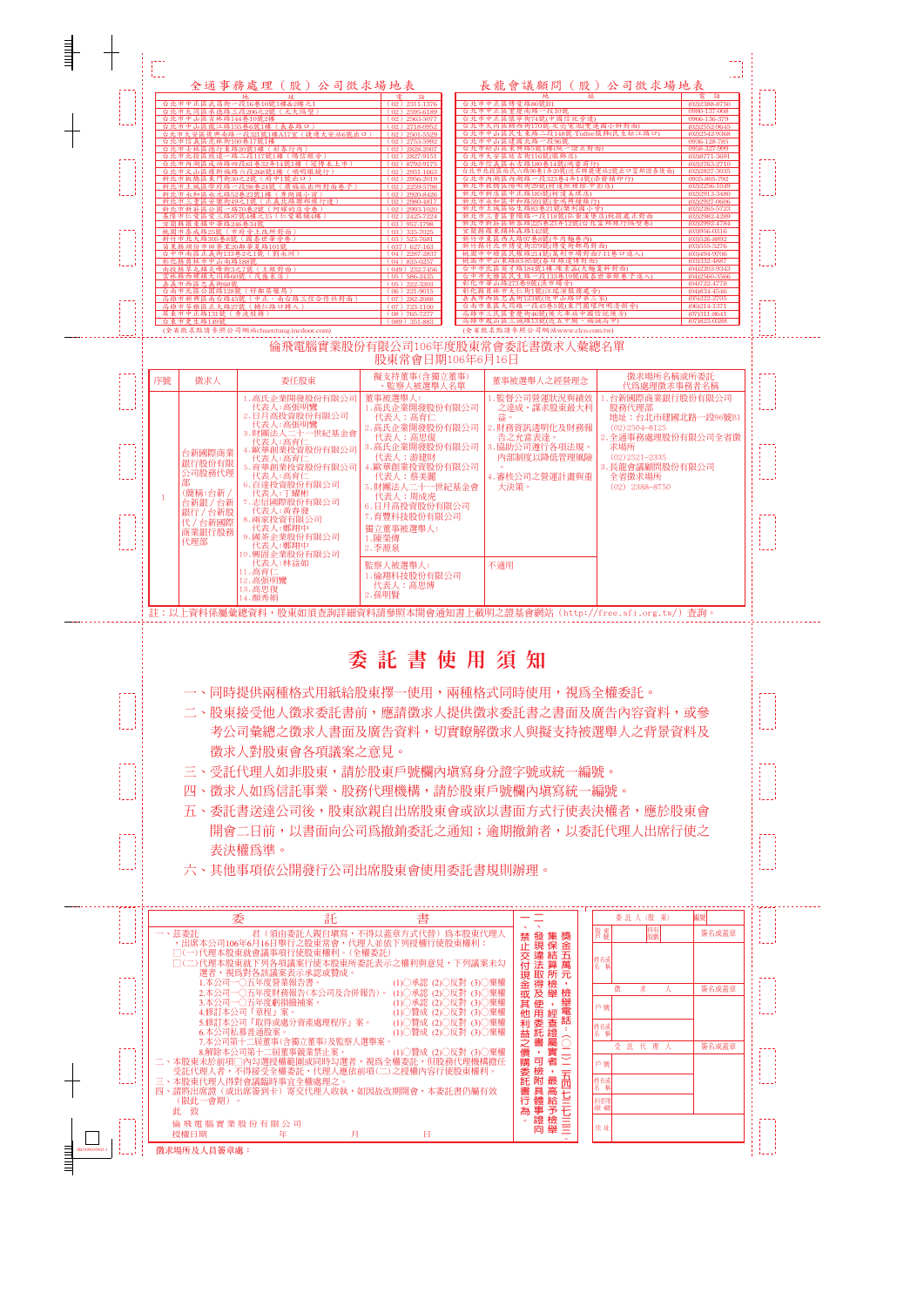## 全通事務處理（股）公司徵求場地表

| 地址 | 電話 |
|---|---|
| 台北市中正區武昌街一段16巷10號1樓&2樓之1 | (02)2311-1376 |
| 台北市大同區承德路三段206之2號（天大陽明） | (02)2595-6189 |
| 台北市中山區吉林路144巷10號2樓 | (02)2563-5077 |
| 台北市中山區江路155巷6號1樓（長春路口） | (02)2718-0952 |
| 台北市大安區復興南路一段321號1樓A17室（捷運大安站6號出口） | (02)2501-5529 |
| 台北市士林區後港街100巷17號1樓 | (02)2733-5992 |
| 台北市士林區後港街100巷20號1樓（彩券行內） | (02)2828-2667 |
| 台北市北投區裕民一路二段117號1樓（陽信銀行） | (02)2827-9151 |
| 台北市內湖區成功路四段61巷32弄14號1樓（冠博文具） | (02)8792-9175 |
| 台北市文山區羅斯福路六段268號1樓（聯明眼鏡行） | (02)2931-1663 |
| 新北市板橋區文化路一段30之2號（府中1號出口） | (02)2956-2619 |
| 新北市三重區重新路一段98巷2號1樓（靠後區前南所對面巷子） | (02)2259-5798 |
| 新北市永和區永貞路52巷23號1樓（秀朗國小前） | (02)2920-8426 |
| 新北市三重區安慶街49號1樓（近五股路與後建路口） | (02)2980-4817 |
| 新北市新莊區公園一路70巷2號（阿爾的店舍後） | (02)2993-1020 |
| 基隆市仁愛區仁三路27號1樓之21（仁愛市場後排） | (02)2425-7224 |
| 宜蘭縣羅東鎮中華路246巷34號 | (03)957-1798 |
| 桃園市桃園區大興路25號（市府合作社後方） | (03)335-7026 |
| 新竹市北大路305巷8號（國泰世華旁巷） | (03)523-7681 |
| 苗栗縣頭份市中華里20鄰中正路101號 | (037)627-163 |
| 台中市南屯區大昌街133巷2之1號（黃彰） | (04)2287-2837 |
| 彰化縣員林市中山南路188號 | (04)835-0257 |
| 南投縣草屯鎮玉峰街3之7號（玉峰郵局） | (049)232-7456 |
| 雲林縣西螺鎮大同路60號（茂藥房旁） | (05)586-2435 |
| 嘉義市西區公義路68號 | (05)222-3203 |
| 台南市北區公園南路128號（台南市館西邊） | (06)221-9015 |
| 高雄市前鎮區中山四路45號（中正、南台路三信合作社對面） | (07)282-2088 |
| 高雄市岡山區大義二路27號（鎮仁路旁） | (07)722-1100 |
| 屏東市中正路131號（秀才前後） | (08)765-7277 |
| 台東市更生路149號 | (089)351-883 |

（全省徵求點請參照公司網站chuantung.incdoor.com）

## 長龍會議顧問（股）公司徵求場地表

| 地址 | 電話 |
|---|---|
| 台北市中正區博愛路80號B1 | (02)2388-8750 |
| 台北市中正區寶慶路一段10號 | 0980-137-008 |
| 台北市中正區漢中街74號(中國信託合作) | 0966-136-379 |
| 台北市大同區承德路三段170號 | (02)2552-9645 |
| 台北市中山區民生東路二段148號-Toffee | (02)2542-9368 |
| 台北市松山區八德路一段96號 | 0936-128-785 |
| 台北市松山區東興路5號1樓 | 0958-327-309 |
| 台北市大安區新生南路一段116號 | (02)8771-3691 |
| 台北市信義區永吉路180巷14號 | (02)2763-2710 |
| 台北市北投區石牌路二段 | (02)2827-3035 |
| 台北市內湖區內湖路一段323巷4弄14號 | 0935-465-792 |
| 新北市板橋區四川路二段 | (02)2256-1049 |
| 新北市新店區中正路185號 | (02)2913-3480 |
| 新北市永和區中和路391號 | (02)2927-0606 |
| 新北市土城區裕生路83巷23號 | (02)2265-5723 |
| 新北市三重區重新路一段118號 | (02)2982-4289 |
| 新北市新莊區新泰路225巷25弄12號 | (02)2992-4784 |
| 宜蘭縣羅東鎮林森路142號 | (03)956-0316 |
| 新竹市東區西大路671巷8號 | (03)526-8892 |
| 新竹縣竹北市縣政九路279號 | (03)555-5276 |
| 桃園市中壢區民權路214號 | (03)494-9706 |
| 桃園市中壢區 | (03)332-4887 |
| 台中市北區英才路184號1樓 | (04)2203-9343 |
| 台中市大雅區民生路一段133巷19號 | (04)2560-3566 |
| 彰化市華山路273巷9號 | (04)722-4778 |
| 彰化縣員林市大仁街1號 | (04)834-4546 |
| 嘉義市西區忠義街123號 | (05)222-2765 |
| 台南市東區大同路一段45巷5號 | (06)214-1371 |
| 高雄市三民區寶慶街89號 | (07)311-8641 |
| 高雄市鳳山區五甲路3號 | (07)823-0388 |

（全省徵求點請參照公司網站www.clco.com.tw）

## 倫飛電腦實業股份有限公司106年度股東常會委託書徵求人彙總名冊
股東會日期106年6月16日

| 序號 | 徵求人 | 委託股東 | 擬支持董事(含獨立董事)、監察人被選舉人名單 | 董事被選舉人之經營理念 | 徵求場所名稱或所委託代為處理徵求事務者名稱 |
|---|---|---|---|---|---|
| 1 | 台新國際商業銀行股份有限公司股務代理部（簡稱：台新／台新銀／台新銀行／台新股代／台新國際商業銀行股務代理部） | 1.高氏企業開發股份有限公司 代表人：高張明覺<br>2.日月高投資股份有限公司 代表人：高張明覺<br>3.財團法人二十一世紀基金會 代表人：高育仁<br>4.歐華創業投資股份有限公司 代表人：高育仁<br>5.育華創業投資股份有限公司 代表人：高育仁<br>6.百達投資股份有限公司 代表人：丁耀彬<br>7.志信國際股份有限公司 代表人：黃存發<br>8.南家投資有限公司 代表人：鄭翔中<br>9.國美企業股份有限公司 代表人：鄭翔中<br>10.興固企業股份有限公司 代表人：林益如<br>11.高育仁<br>12.高張明覺<br>13.高思復<br>14.顏秀娟 | 董事被選舉人：<br>1.高氏企業開發股份有限公司 代表人：高育仁<br>2.高氏企業開發股份有限公司 代表人：高思復<br>3.高氏企業開發股份有限公司 代表人：游建財<br>4.歐華創業投資股份有限公司 代表人：蔡美麗<br>5.財團法人二十一世紀基金會 代表人：周成虎<br>6.日月高投資股份有限公司<br>7.育豐科技股份有限公司<br>獨立董事被選舉人：<br>1.陳榮傳<br>2.李源泉 | 1.監督公司營運狀況與績效之達成，謀求股東最大利益。<br>2.財務資訊透明化及財務報告之充分表達。<br>3.協助公司進行各項法規、內部制度以降低管理風險。<br>4.審核公司之營運計畫與重大決策。 | 1.台新國際商業銀行股份有限公司股務代理部 地址：台北市建國北路一段96號B1 (02)2504-8125<br>2.全通事務處理股份有限公司全省徵求場所 (02)2521-2335<br>3.長龍會議顧問股份有限公司全省徵求場所 (02)2388-8750 |
| | | | 監察人被選舉人：<br>1.倫翔科技股份有限公司 代表人：高思博<br>2.孫明賢 | 不適用 | |

註：以上資料係彙總資料，股東如須查詢詳細資料請參照本開會通知書上載明之證基會網站（http://free.sfi.org.tw/）查詢。

# 委託書使用須知

一、同時提供兩種格式用紙給股東擇一使用，兩種格式同時使用，視為全權委託。

二、股東接受他人徵求委託書前，應請徵求人提供徵求委託書之書面及廣告內容資料，或參考公司彙總之徵求人書面及廣告資料，切實瞭解徵求人與擬支持被選舉人之背景資料及徵求人對股東會各項議案之意見。

三、受託代理人如非股東，請於股東戶號欄內填寫身分證字號或統一編號。

四、徵求人如爲信託事業、股務代理機構，請於股東戶號欄內填寫統一編號。

五、委託書送達公司後，股東欲親自出席股東會或欲以書面方式行使表決權者，應於股東會開會二日前，以書面向公司爲撤銷委託之通知；逾期撤銷者，以委託代理人出席行使之表決權爲準。

六、其他事項依公開發行公司出席股東會使用委託書規則辦理。

## 委託書

一、茲委託＿＿＿＿君（須由委託人親自填寫，不得以蓋章方式代替）為本股東代理人，出席本公司106年6月16日舉行之股東常會，代理人並依下列授權行使股東權利：

□(一)代理本股東就會議事項行使股東權利。（全權委託）

□(二)代理本股東就下列各項議案行使本股東所委託表示之權利與意見，下列議案未勾選者，視為對各該議案表示承認或贊成。

| 議案 | 表決 |
|---|---|
| 1.本公司一〇五年度營業報告書。 | (1)〇承認 (2)〇反對 (3)〇棄權 |
| 2.本公司一〇五年度財務報告(本公司及合併報告)。 | (1)〇承認 (2)〇反對 (3)〇棄權 |
| 3.本公司一〇五年度虧損撥補案。 | (1)〇承認 (2)〇反對 (3)〇棄權 |
| 4.修訂本公司「章程」案。 | (1)〇贊成 (2)〇反對 (3)〇棄權 |
| 5.修訂本公司「取得或處分資產處理程序」案。 | (1)〇贊成 (2)〇反對 (3)〇棄權 |
| 6.本公司私募普通股案。 | (1)〇贊成 (2)〇反對 (3)〇棄權 |
| 7.本公司第十二屆董事(含獨立董事)及監察人選舉案。 | |
| 8.解除本公司第十二屆董事競業禁止案。 | (1)〇贊成 (2)〇反對 (3)〇棄權 |

二、本股東未於前項□內勾選授權範圍或同時勾選者，視為全權委託，但股務代理機構擔任受託代理人者，不得受全權委託，代理人應依前項(二)之授權內容行使股東權利。

三、本股東代理人得對會議臨時事宜全權處理之。

四、請將出席證（或出席簽到卡）寄交代理人收執，如因故改期開會，本委託書仍屬有效（限此一會期）。

此致

倫飛電腦實業股份有限公司

授權日期　　年　　月　　日

徵求場所及人員簽章處：

一、禁止支付現金或其他利益之價購委託書行為。

二、發現違法取得及使用委託書者，可檢具事證向集保結算所檢舉，經證實者，最高給予檢舉獎金五萬元，檢舉電話：(〇二)二五四七三三〇三

| 委託人（股東） | | 編號 |
|---|---|---|
| 股東戶號 | 持有股數 | 簽名或蓋章 |
| 姓名或名稱 | | |
| 徵求人 | | 簽名或蓋章 |
| 戶號 | | |
| 姓名或名稱 | | |
| 受託代理人 | | 簽名或蓋章 |
| 戶號 | | |
| 姓名或名稱 | | |
| 身分證字號或統一編號 | | |
| 住址 | | |